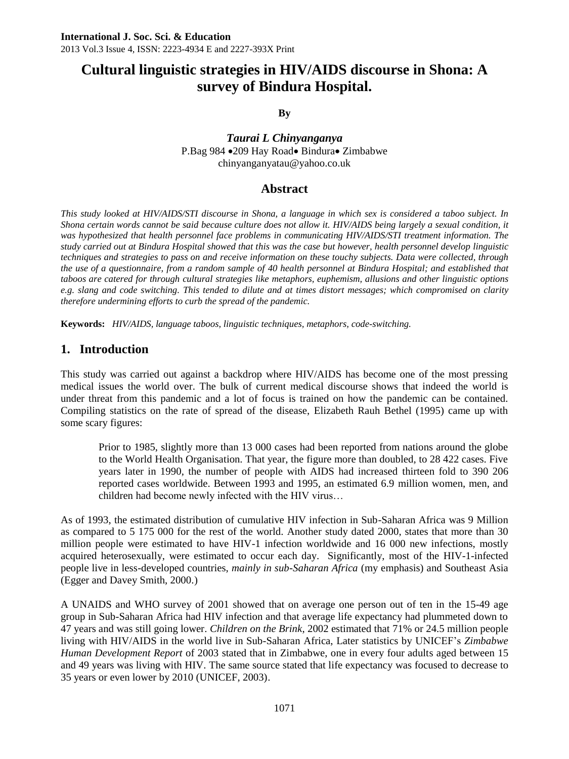# Cultural linguistic strategies in HIV/AIDS discourse in Shona: A survey of Bindura Hospital.

**By**

***Taurai L Chinyanganya***

P.Bag 984 •209 Hay Road• Bindura• Zimbabwe
chinyanganyatau@yahoo.co.uk

## Abstract

*This study looked at HIV/AIDS/STI discourse in Shona, a language in which sex is considered a taboo subject. In Shona certain words cannot be said because culture does not allow it. HIV/AIDS being largely a sexual condition, it was hypothesized that health personnel face problems in communicating HIV/AIDS/STI treatment information. The study carried out at Bindura Hospital showed that this was the case but however, health personnel develop linguistic techniques and strategies to pass on and receive information on these touchy subjects. Data were collected, through the use of a questionnaire, from a random sample of 40 health personnel at Bindura Hospital; and established that taboos are catered for through cultural strategies like metaphors, euphemism, allusions and other linguistic options e.g. slang and code switching. This tended to dilute and at times distort messages; which compromised on clarity therefore undermining efforts to curb the spread of the pandemic.*

**Keywords:** *HIV/AIDS, language taboos, linguistic techniques, metaphors, code-switching.*

## 1. Introduction

This study was carried out against a backdrop where HIV/AIDS has become one of the most pressing medical issues the world over. The bulk of current medical discourse shows that indeed the world is under threat from this pandemic and a lot of focus is trained on how the pandemic can be contained. Compiling statistics on the rate of spread of the disease, Elizabeth Rauh Bethel (1995) came up with some scary figures:

> Prior to 1985, slightly more than 13 000 cases had been reported from nations around the globe to the World Health Organisation. That year, the figure more than doubled, to 28 422 cases. Five years later in 1990, the number of people with AIDS had increased thirteen fold to 390 206 reported cases worldwide. Between 1993 and 1995, an estimated 6.9 million women, men, and children had become newly infected with the HIV virus…

As of 1993, the estimated distribution of cumulative HIV infection in Sub-Saharan Africa was 9 Million as compared to 5 175 000 for the rest of the world. Another study dated 2000, states that more than 30 million people were estimated to have HIV-1 infection worldwide and 16 000 new infections, mostly acquired heterosexually, were estimated to occur each day. Significantly, most of the HIV-1-infected people live in less-developed countries, *mainly in sub-Saharan Africa* (my emphasis) and Southeast Asia (Egger and Davey Smith, 2000.)

A UNAIDS and WHO survey of 2001 showed that on average one person out of ten in the 15-49 age group in Sub-Saharan Africa had HIV infection and that average life expectancy had plummeted down to 47 years and was still going lower. *Children on the Brink*, 2002 estimated that 71% or 24.5 million people living with HIV/AIDS in the world live in Sub-Saharan Africa, Later statistics by UNICEF's *Zimbabwe Human Development Report* of 2003 stated that in Zimbabwe, one in every four adults aged between 15 and 49 years was living with HIV. The same source stated that life expectancy was focused to decrease to 35 years or even lower by 2010 (UNICEF, 2003).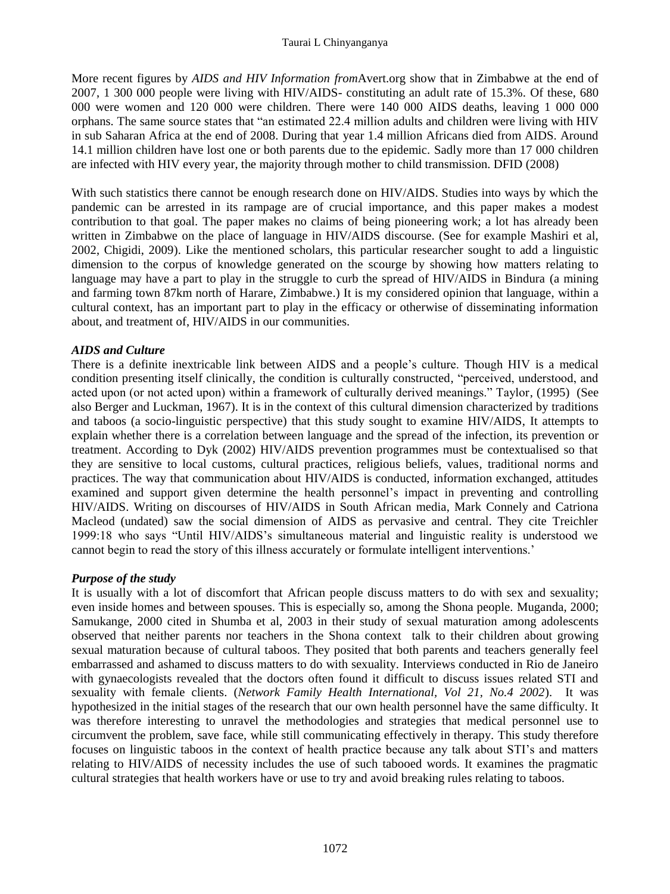More recent figures by *AIDS and HIV Information from*Avert.org show that in Zimbabwe at the end of 2007, 1 300 000 people were living with HIV/AIDS- constituting an adult rate of 15.3%. Of these, 680 000 were women and 120 000 were children. There were 140 000 AIDS deaths, leaving 1 000 000 orphans. The same source states that "an estimated 22.4 million adults and children were living with HIV in sub Saharan Africa at the end of 2008. During that year 1.4 million Africans died from AIDS. Around 14.1 million children have lost one or both parents due to the epidemic. Sadly more than 17 000 children are infected with HIV every year, the majority through mother to child transmission. DFID (2008)

With such statistics there cannot be enough research done on HIV/AIDS. Studies into ways by which the pandemic can be arrested in its rampage are of crucial importance, and this paper makes a modest contribution to that goal. The paper makes no claims of being pioneering work; a lot has already been written in Zimbabwe on the place of language in HIV/AIDS discourse. (See for example Mashiri et al, 2002, Chigidi, 2009). Like the mentioned scholars, this particular researcher sought to add a linguistic dimension to the corpus of knowledge generated on the scourge by showing how matters relating to language may have a part to play in the struggle to curb the spread of HIV/AIDS in Bindura (a mining and farming town 87km north of Harare, Zimbabwe.) It is my considered opinion that language, within a cultural context, has an important part to play in the efficacy or otherwise of disseminating information about, and treatment of, HIV/AIDS in our communities.

### *AIDS and Culture*

There is a definite inextricable link between AIDS and a people's culture. Though HIV is a medical condition presenting itself clinically, the condition is culturally constructed, "perceived, understood, and acted upon (or not acted upon) within a framework of culturally derived meanings." Taylor, (1995) (See also Berger and Luckman, 1967). It is in the context of this cultural dimension characterized by traditions and taboos (a socio-linguistic perspective) that this study sought to examine HIV/AIDS, It attempts to explain whether there is a correlation between language and the spread of the infection, its prevention or treatment. According to Dyk (2002) HIV/AIDS prevention programmes must be contextualised so that they are sensitive to local customs, cultural practices, religious beliefs, values, traditional norms and practices. The way that communication about HIV/AIDS is conducted, information exchanged, attitudes examined and support given determine the health personnel's impact in preventing and controlling HIV/AIDS. Writing on discourses of HIV/AIDS in South African media, Mark Connely and Catriona Macleod (undated) saw the social dimension of AIDS as pervasive and central. They cite Treichler 1999:18 who says "Until HIV/AIDS's simultaneous material and linguistic reality is understood we cannot begin to read the story of this illness accurately or formulate intelligent interventions.'

### *Purpose of the study*

It is usually with a lot of discomfort that African people discuss matters to do with sex and sexuality; even inside homes and between spouses. This is especially so, among the Shona people. Muganda, 2000; Samukange, 2000 cited in Shumba et al, 2003 in their study of sexual maturation among adolescents observed that neither parents nor teachers in the Shona context talk to their children about growing sexual maturation because of cultural taboos. They posited that both parents and teachers generally feel embarrassed and ashamed to discuss matters to do with sexuality. Interviews conducted in Rio de Janeiro with gynaecologists revealed that the doctors often found it difficult to discuss issues related STI and sexuality with female clients. (*Network Family Health International, Vol 21, No.4 2002*). It was hypothesized in the initial stages of the research that our own health personnel have the same difficulty. It was therefore interesting to unravel the methodologies and strategies that medical personnel use to circumvent the problem, save face, while still communicating effectively in therapy. This study therefore focuses on linguistic taboos in the context of health practice because any talk about STI's and matters relating to HIV/AIDS of necessity includes the use of such tabooed words. It examines the pragmatic cultural strategies that health workers have or use to try and avoid breaking rules relating to taboos.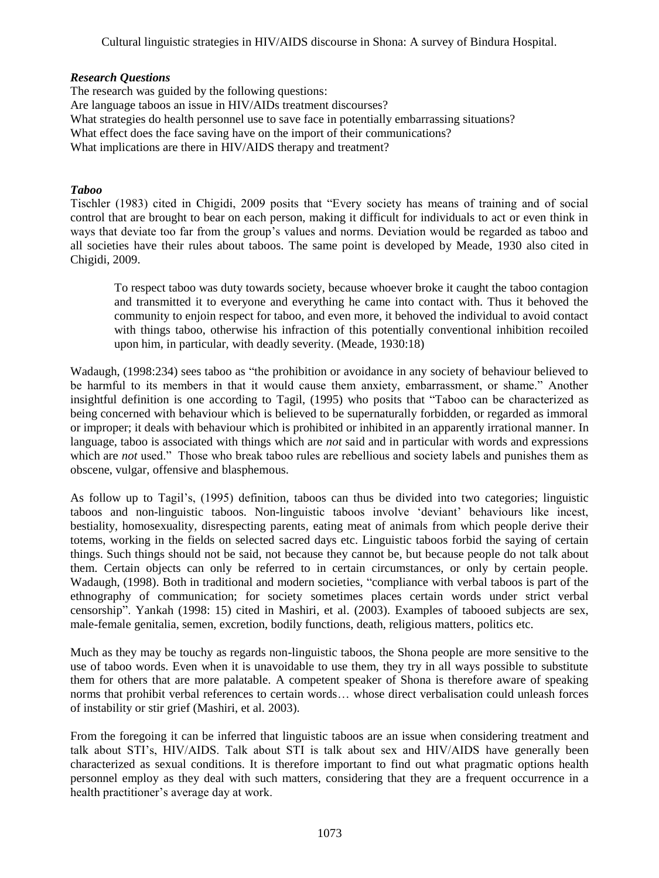### *Research Questions*

The research was guided by the following questions:

Are language taboos an issue in HIV/AIDs treatment discourses?

What strategies do health personnel use to save face in potentially embarrassing situations?

What effect does the face saving have on the import of their communications?

What implications are there in HIV/AIDS therapy and treatment?

### *Taboo*

Tischler (1983) cited in Chigidi, 2009 posits that "Every society has means of training and of social control that are brought to bear on each person, making it difficult for individuals to act or even think in ways that deviate too far from the group's values and norms. Deviation would be regarded as taboo and all societies have their rules about taboos. The same point is developed by Meade, 1930 also cited in Chigidi, 2009.

> To respect taboo was duty towards society, because whoever broke it caught the taboo contagion and transmitted it to everyone and everything he came into contact with. Thus it behoved the community to enjoin respect for taboo, and even more, it behoved the individual to avoid contact with things taboo, otherwise his infraction of this potentially conventional inhibition recoiled upon him, in particular, with deadly severity. (Meade, 1930:18)

Wadaugh, (1998:234) sees taboo as "the prohibition or avoidance in any society of behaviour believed to be harmful to its members in that it would cause them anxiety, embarrassment, or shame." Another insightful definition is one according to Tagil, (1995) who posits that "Taboo can be characterized as being concerned with behaviour which is believed to be supernaturally forbidden, or regarded as immoral or improper; it deals with behaviour which is prohibited or inhibited in an apparently irrational manner. In language, taboo is associated with things which are *not* said and in particular with words and expressions which are *not* used." Those who break taboo rules are rebellious and society labels and punishes them as obscene, vulgar, offensive and blasphemous.

As follow up to Tagil's, (1995) definition, taboos can thus be divided into two categories; linguistic taboos and non-linguistic taboos. Non-linguistic taboos involve 'deviant' behaviours like incest, bestiality, homosexuality, disrespecting parents, eating meat of animals from which people derive their totems, working in the fields on selected sacred days etc. Linguistic taboos forbid the saying of certain things. Such things should not be said, not because they cannot be, but because people do not talk about them. Certain objects can only be referred to in certain circumstances, or only by certain people. Wadaugh, (1998). Both in traditional and modern societies, "compliance with verbal taboos is part of the ethnography of communication; for society sometimes places certain words under strict verbal censorship". Yankah (1998: 15) cited in Mashiri, et al. (2003). Examples of tabooed subjects are sex, male-female genitalia, semen, excretion, bodily functions, death, religious matters, politics etc.

Much as they may be touchy as regards non-linguistic taboos, the Shona people are more sensitive to the use of taboo words. Even when it is unavoidable to use them, they try in all ways possible to substitute them for others that are more palatable. A competent speaker of Shona is therefore aware of speaking norms that prohibit verbal references to certain words… whose direct verbalisation could unleash forces of instability or stir grief (Mashiri, et al. 2003).

From the foregoing it can be inferred that linguistic taboos are an issue when considering treatment and talk about STI's, HIV/AIDS. Talk about STI is talk about sex and HIV/AIDS have generally been characterized as sexual conditions. It is therefore important to find out what pragmatic options health personnel employ as they deal with such matters, considering that they are a frequent occurrence in a health practitioner's average day at work.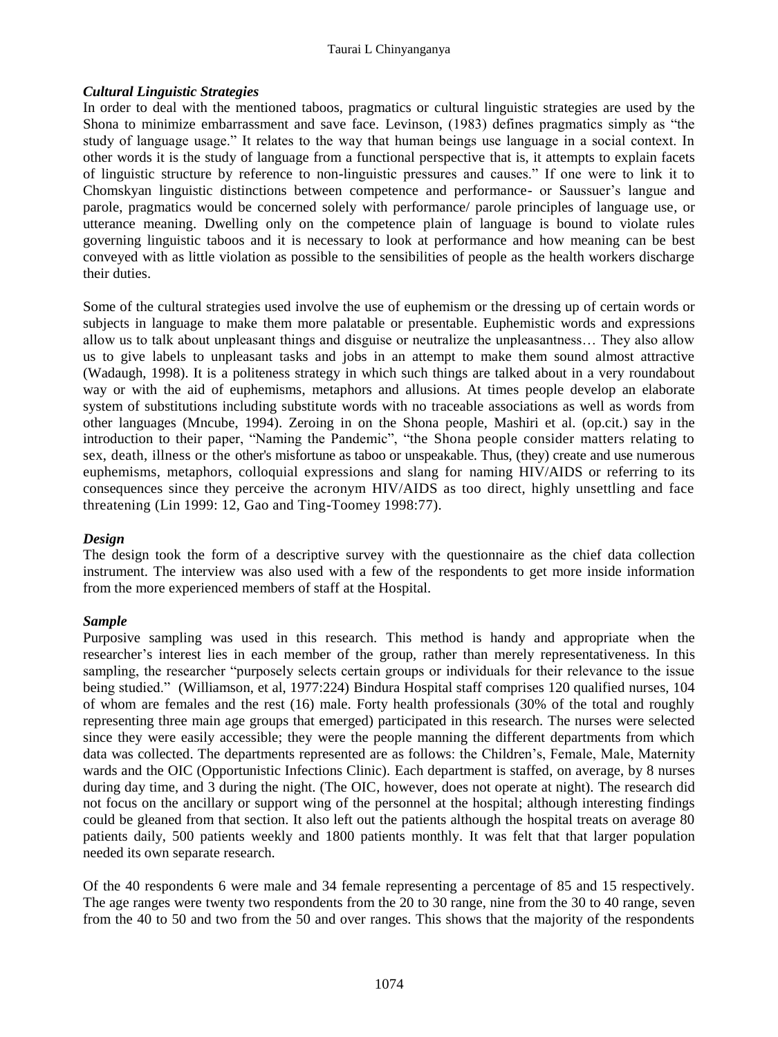### *Cultural Linguistic Strategies*

In order to deal with the mentioned taboos, pragmatics or cultural linguistic strategies are used by the Shona to minimize embarrassment and save face. Levinson, (1983) defines pragmatics simply as "the study of language usage." It relates to the way that human beings use language in a social context. In other words it is the study of language from a functional perspective that is, it attempts to explain facets of linguistic structure by reference to non-linguistic pressures and causes." If one were to link it to Chomskyan linguistic distinctions between competence and performance- or Saussuer's langue and parole, pragmatics would be concerned solely with performance/ parole principles of language use, or utterance meaning. Dwelling only on the competence plain of language is bound to violate rules governing linguistic taboos and it is necessary to look at performance and how meaning can be best conveyed with as little violation as possible to the sensibilities of people as the health workers discharge their duties.

Some of the cultural strategies used involve the use of euphemism or the dressing up of certain words or subjects in language to make them more palatable or presentable. Euphemistic words and expressions allow us to talk about unpleasant things and disguise or neutralize the unpleasantness… They also allow us to give labels to unpleasant tasks and jobs in an attempt to make them sound almost attractive (Wadaugh, 1998). It is a politeness strategy in which such things are talked about in a very roundabout way or with the aid of euphemisms, metaphors and allusions. At times people develop an elaborate system of substitutions including substitute words with no traceable associations as well as words from other languages (Mncube, 1994). Zeroing in on the Shona people, Mashiri et al. (op.cit.) say in the introduction to their paper, "Naming the Pandemic", "the Shona people consider matters relating to sex, death, illness or the other's misfortune as taboo or unspeakable. Thus, (they) create and use numerous euphemisms, metaphors, colloquial expressions and slang for naming HIV/AIDS or referring to its consequences since they perceive the acronym HIV/AIDS as too direct, highly unsettling and face threatening (Lin 1999: 12, Gao and Ting-Toomey 1998:77).

### *Design*

The design took the form of a descriptive survey with the questionnaire as the chief data collection instrument. The interview was also used with a few of the respondents to get more inside information from the more experienced members of staff at the Hospital.

### *Sample*

Purposive sampling was used in this research. This method is handy and appropriate when the researcher's interest lies in each member of the group, rather than merely representativeness. In this sampling, the researcher "purposely selects certain groups or individuals for their relevance to the issue being studied." (Williamson, et al, 1977:224) Bindura Hospital staff comprises 120 qualified nurses, 104 of whom are females and the rest (16) male. Forty health professionals (30% of the total and roughly representing three main age groups that emerged) participated in this research. The nurses were selected since they were easily accessible; they were the people manning the different departments from which data was collected. The departments represented are as follows: the Children's, Female, Male, Maternity wards and the OIC (Opportunistic Infections Clinic). Each department is staffed, on average, by 8 nurses during day time, and 3 during the night. (The OIC, however, does not operate at night). The research did not focus on the ancillary or support wing of the personnel at the hospital; although interesting findings could be gleaned from that section. It also left out the patients although the hospital treats on average 80 patients daily, 500 patients weekly and 1800 patients monthly. It was felt that that larger population needed its own separate research.

Of the 40 respondents 6 were male and 34 female representing a percentage of 85 and 15 respectively. The age ranges were twenty two respondents from the 20 to 30 range, nine from the 30 to 40 range, seven from the 40 to 50 and two from the 50 and over ranges. This shows that the majority of the respondents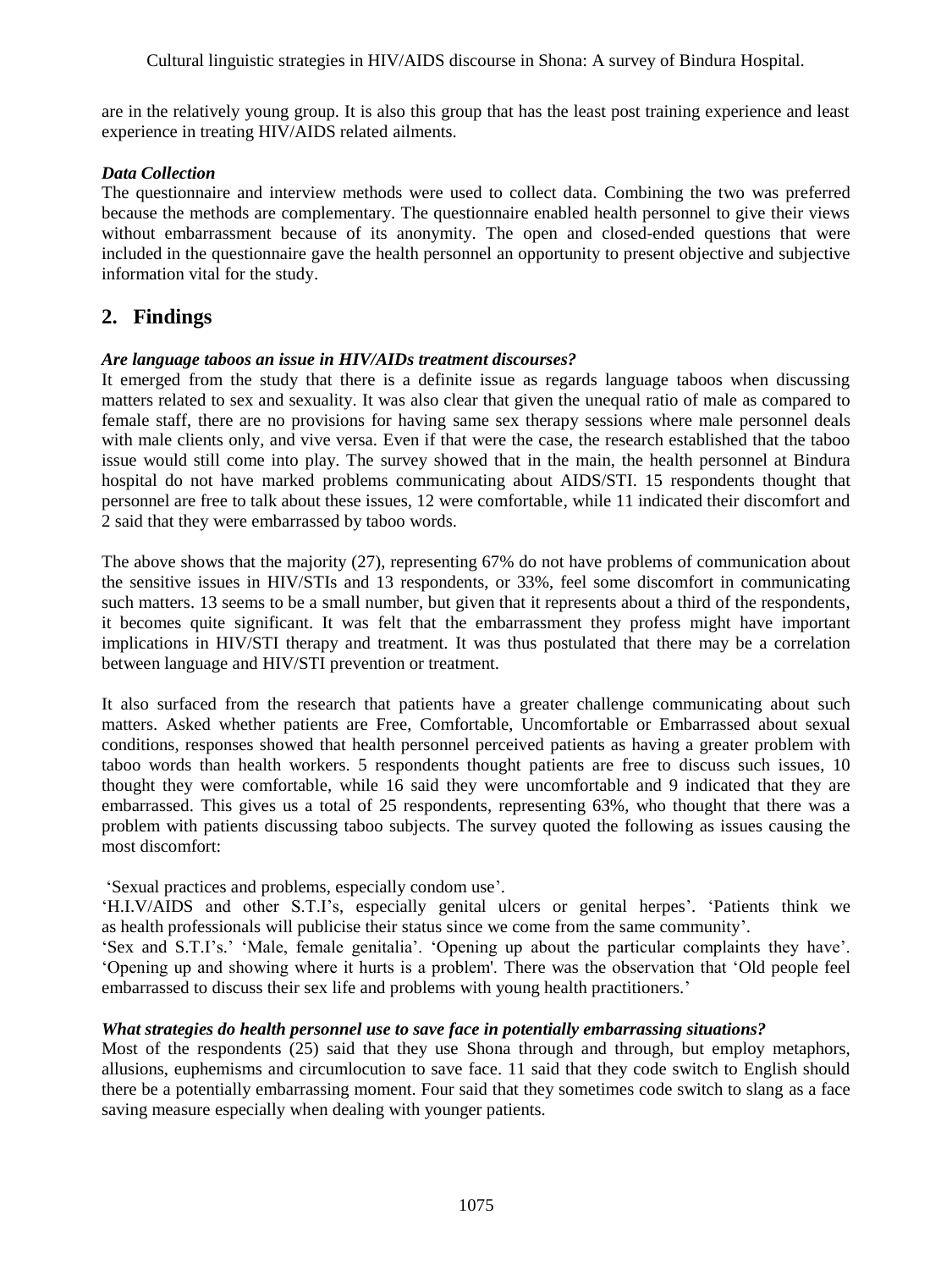are in the relatively young group. It is also this group that has the least post training experience and least experience in treating HIV/AIDS related ailments.

### *Data Collection*

The questionnaire and interview methods were used to collect data. Combining the two was preferred because the methods are complementary. The questionnaire enabled health personnel to give their views without embarrassment because of its anonymity. The open and closed-ended questions that were included in the questionnaire gave the health personnel an opportunity to present objective and subjective information vital for the study.

## 2. Findings

### *Are language taboos an issue in HIV/AIDs treatment discourses?*

It emerged from the study that there is a definite issue as regards language taboos when discussing matters related to sex and sexuality. It was also clear that given the unequal ratio of male as compared to female staff, there are no provisions for having same sex therapy sessions where male personnel deals with male clients only, and vive versa. Even if that were the case, the research established that the taboo issue would still come into play. The survey showed that in the main, the health personnel at Bindura hospital do not have marked problems communicating about AIDS/STI. 15 respondents thought that personnel are free to talk about these issues, 12 were comfortable, while 11 indicated their discomfort and 2 said that they were embarrassed by taboo words.

The above shows that the majority (27), representing 67% do not have problems of communication about the sensitive issues in HIV/STIs and 13 respondents, or 33%, feel some discomfort in communicating such matters. 13 seems to be a small number, but given that it represents about a third of the respondents, it becomes quite significant. It was felt that the embarrassment they profess might have important implications in HIV/STI therapy and treatment. It was thus postulated that there may be a correlation between language and HIV/STI prevention or treatment.

It also surfaced from the research that patients have a greater challenge communicating about such matters. Asked whether patients are Free, Comfortable, Uncomfortable or Embarrassed about sexual conditions, responses showed that health personnel perceived patients as having a greater problem with taboo words than health workers. 5 respondents thought patients are free to discuss such issues, 10 thought they were comfortable, while 16 said they were uncomfortable and 9 indicated that they are embarrassed. This gives us a total of 25 respondents, representing 63%, who thought that there was a problem with patients discussing taboo subjects. The survey quoted the following as issues causing the most discomfort:

'Sexual practices and problems, especially condom use'.

'H.I.V/AIDS and other S.T.I's, especially genital ulcers or genital herpes'. 'Patients think we as health professionals will publicise their status since we come from the same community'.

'Sex and S.T.I's.' 'Male, female genitalia'. 'Opening up about the particular complaints they have'. 'Opening up and showing where it hurts is a problem'. There was the observation that 'Old people feel embarrassed to discuss their sex life and problems with young health practitioners.'

### *What strategies do health personnel use to save face in potentially embarrassing situations?*

Most of the respondents (25) said that they use Shona through and through, but employ metaphors, allusions, euphemisms and circumlocution to save face. 11 said that they code switch to English should there be a potentially embarrassing moment. Four said that they sometimes code switch to slang as a face saving measure especially when dealing with younger patients.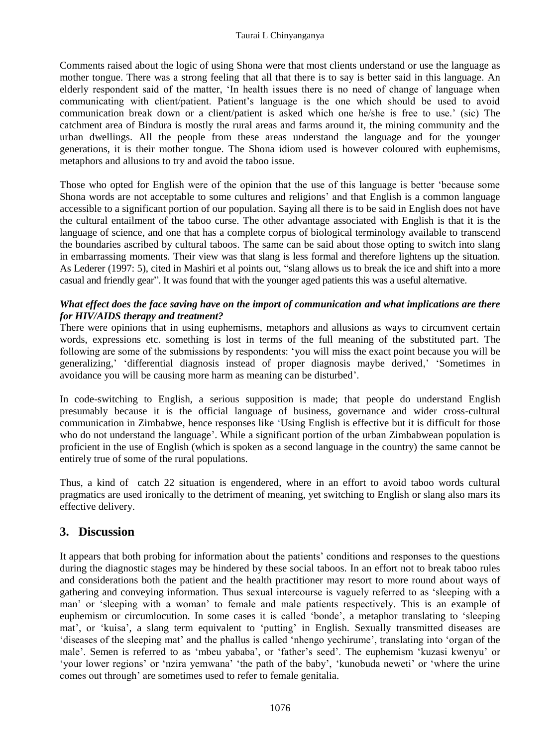Comments raised about the logic of using Shona were that most clients understand or use the language as mother tongue. There was a strong feeling that all that there is to say is better said in this language. An elderly respondent said of the matter, 'In health issues there is no need of change of language when communicating with client/patient. Patient's language is the one which should be used to avoid communication break down or a client/patient is asked which one he/she is free to use.' (sic) The catchment area of Bindura is mostly the rural areas and farms around it, the mining community and the urban dwellings. All the people from these areas understand the language and for the younger generations, it is their mother tongue. The Shona idiom used is however coloured with euphemisms, metaphors and allusions to try and avoid the taboo issue.

Those who opted for English were of the opinion that the use of this language is better 'because some Shona words are not acceptable to some cultures and religions' and that English is a common language accessible to a significant portion of our population. Saying all there is to be said in English does not have the cultural entailment of the taboo curse. The other advantage associated with English is that it is the language of science, and one that has a complete corpus of biological terminology available to transcend the boundaries ascribed by cultural taboos. The same can be said about those opting to switch into slang in embarrassing moments. Their view was that slang is less formal and therefore lightens up the situation. As Lederer (1997: 5), cited in Mashiri et al points out, "slang allows us to break the ice and shift into a more casual and friendly gear". It was found that with the younger aged patients this was a useful alternative.

***What effect does the face saving have on the import of communication and what implications are there for HIV/AIDS therapy and treatment?***

There were opinions that in using euphemisms, metaphors and allusions as ways to circumvent certain words, expressions etc. something is lost in terms of the full meaning of the substituted part. The following are some of the submissions by respondents: 'you will miss the exact point because you will be generalizing,' 'differential diagnosis instead of proper diagnosis maybe derived,' 'Sometimes in avoidance you will be causing more harm as meaning can be disturbed'.

In code-switching to English, a serious supposition is made; that people do understand English presumably because it is the official language of business, governance and wider cross-cultural communication in Zimbabwe, hence responses like 'Using English is effective but it is difficult for those who do not understand the language'. While a significant portion of the urban Zimbabwean population is proficient in the use of English (which is spoken as a second language in the country) the same cannot be entirely true of some of the rural populations.

Thus, a kind of catch 22 situation is engendered, where in an effort to avoid taboo words cultural pragmatics are used ironically to the detriment of meaning, yet switching to English or slang also mars its effective delivery.

## 3. Discussion

It appears that both probing for information about the patients' conditions and responses to the questions during the diagnostic stages may be hindered by these social taboos. In an effort not to break taboo rules and considerations both the patient and the health practitioner may resort to more round about ways of gathering and conveying information. Thus sexual intercourse is vaguely referred to as 'sleeping with a man' or 'sleeping with a woman' to female and male patients respectively. This is an example of euphemism or circumlocution. In some cases it is called 'bonde', a metaphor translating to 'sleeping mat', or 'kuisa', a slang term equivalent to 'putting' in English. Sexually transmitted diseases are 'diseases of the sleeping mat' and the phallus is called 'nhengo yechirume', translating into 'organ of the male'. Semen is referred to as 'mbeu yababa', or 'father's seed'. The euphemism 'kuzasi kwenyu' or 'your lower regions' or 'nzira yemwana' 'the path of the baby', 'kunobuda neweti' or 'where the urine comes out through' are sometimes used to refer to female genitalia.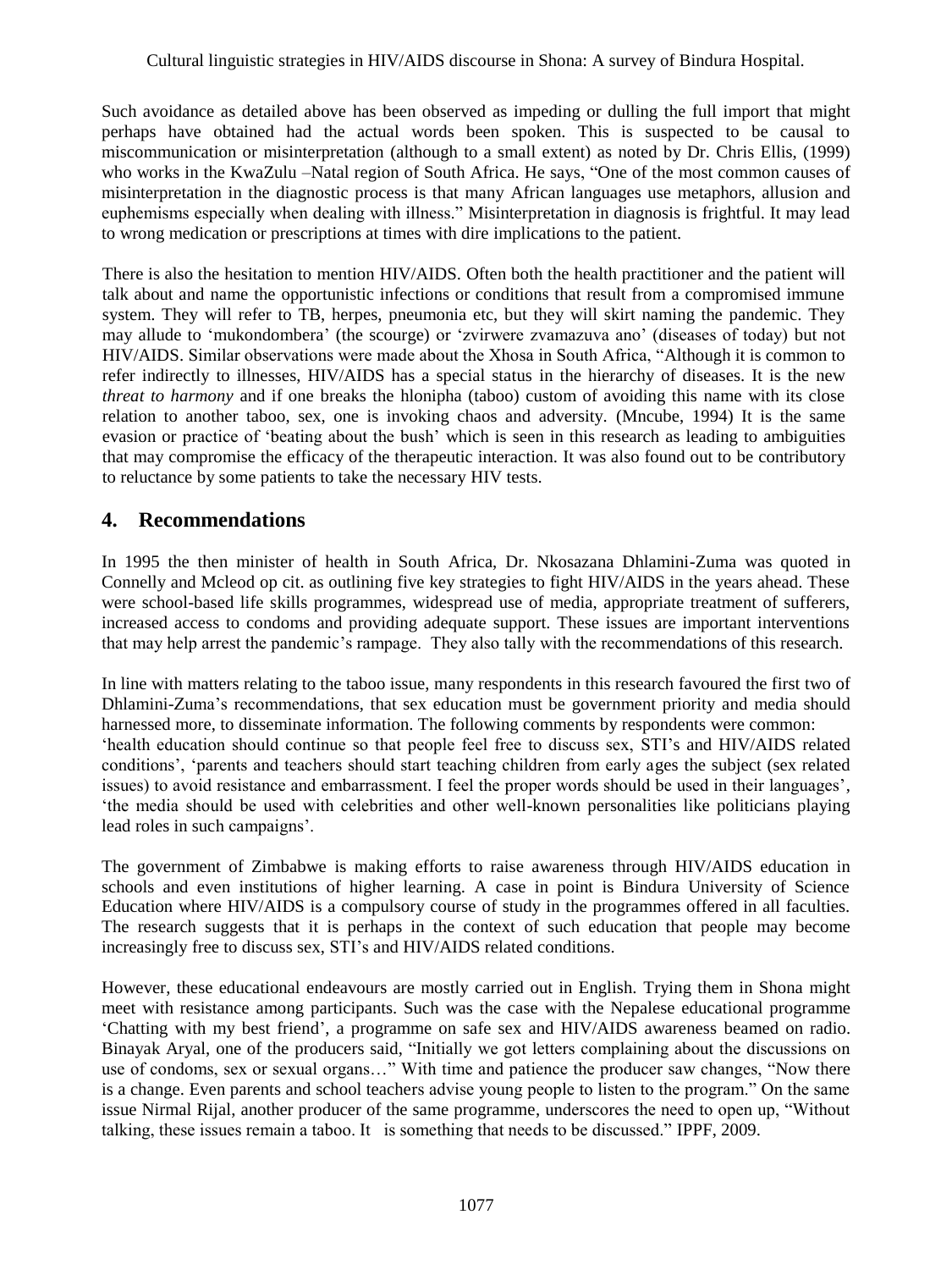Such avoidance as detailed above has been observed as impeding or dulling the full import that might perhaps have obtained had the actual words been spoken. This is suspected to be causal to miscommunication or misinterpretation (although to a small extent) as noted by Dr. Chris Ellis, (1999) who works in the KwaZulu –Natal region of South Africa. He says, "One of the most common causes of misinterpretation in the diagnostic process is that many African languages use metaphors, allusion and euphemisms especially when dealing with illness." Misinterpretation in diagnosis is frightful. It may lead to wrong medication or prescriptions at times with dire implications to the patient.

There is also the hesitation to mention HIV/AIDS. Often both the health practitioner and the patient will talk about and name the opportunistic infections or conditions that result from a compromised immune system. They will refer to TB, herpes, pneumonia etc, but they will skirt naming the pandemic. They may allude to 'mukondombera' (the scourge) or 'zvirwere zvamazuva ano' (diseases of today) but not HIV/AIDS. Similar observations were made about the Xhosa in South Africa, "Although it is common to refer indirectly to illnesses, HIV/AIDS has a special status in the hierarchy of diseases. It is the new *threat to harmony* and if one breaks the hlonipha (taboo) custom of avoiding this name with its close relation to another taboo, sex, one is invoking chaos and adversity. (Mncube, 1994) It is the same evasion or practice of 'beating about the bush' which is seen in this research as leading to ambiguities that may compromise the efficacy of the therapeutic interaction. It was also found out to be contributory to reluctance by some patients to take the necessary HIV tests.

## 4. Recommendations

In 1995 the then minister of health in South Africa, Dr. Nkosazana Dhlamini-Zuma was quoted in Connelly and Mcleod op cit. as outlining five key strategies to fight HIV/AIDS in the years ahead. These were school-based life skills programmes, widespread use of media, appropriate treatment of sufferers, increased access to condoms and providing adequate support. These issues are important interventions that may help arrest the pandemic's rampage. They also tally with the recommendations of this research.

In line with matters relating to the taboo issue, many respondents in this research favoured the first two of Dhlamini-Zuma's recommendations, that sex education must be government priority and media should harnessed more, to disseminate information. The following comments by respondents were common: 'health education should continue so that people feel free to discuss sex, STI's and HIV/AIDS related conditions', 'parents and teachers should start teaching children from early ages the subject (sex related issues) to avoid resistance and embarrassment. I feel the proper words should be used in their languages', 'the media should be used with celebrities and other well-known personalities like politicians playing lead roles in such campaigns'.

The government of Zimbabwe is making efforts to raise awareness through HIV/AIDS education in schools and even institutions of higher learning. A case in point is Bindura University of Science Education where HIV/AIDS is a compulsory course of study in the programmes offered in all faculties. The research suggests that it is perhaps in the context of such education that people may become increasingly free to discuss sex, STI's and HIV/AIDS related conditions.

However, these educational endeavours are mostly carried out in English. Trying them in Shona might meet with resistance among participants. Such was the case with the Nepalese educational programme 'Chatting with my best friend', a programme on safe sex and HIV/AIDS awareness beamed on radio. Binayak Aryal, one of the producers said, "Initially we got letters complaining about the discussions on use of condoms, sex or sexual organs…" With time and patience the producer saw changes, "Now there is a change. Even parents and school teachers advise young people to listen to the program." On the same issue Nirmal Rijal, another producer of the same programme, underscores the need to open up, "Without talking, these issues remain a taboo. It is something that needs to be discussed." IPPF, 2009.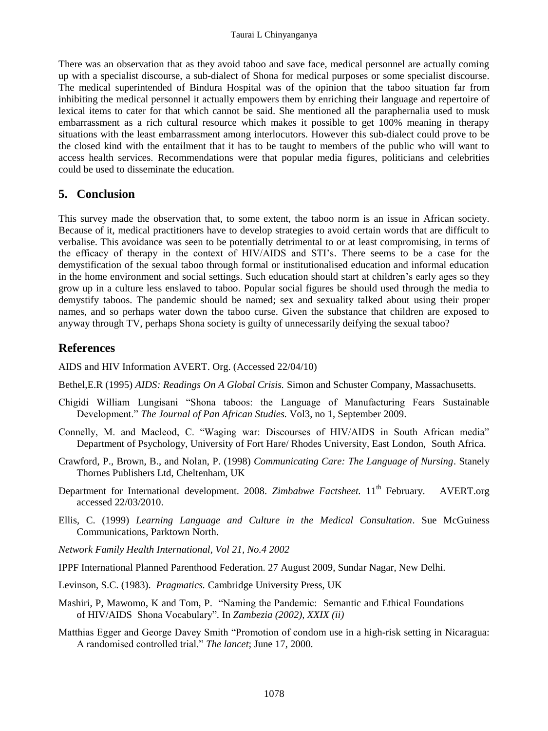There was an observation that as they avoid taboo and save face, medical personnel are actually coming up with a specialist discourse, a sub-dialect of Shona for medical purposes or some specialist discourse. The medical superintended of Bindura Hospital was of the opinion that the taboo situation far from inhibiting the medical personnel it actually empowers them by enriching their language and repertoire of lexical items to cater for that which cannot be said. She mentioned all the paraphernalia used to musk embarrassment as a rich cultural resource which makes it possible to get 100% meaning in therapy situations with the least embarrassment among interlocutors. However this sub-dialect could prove to be the closed kind with the entailment that it has to be taught to members of the public who will want to access health services. Recommendations were that popular media figures, politicians and celebrities could be used to disseminate the education.

## 5. Conclusion

This survey made the observation that, to some extent, the taboo norm is an issue in African society. Because of it, medical practitioners have to develop strategies to avoid certain words that are difficult to verbalise. This avoidance was seen to be potentially detrimental to or at least compromising, in terms of the efficacy of therapy in the context of HIV/AIDS and STI's. There seems to be a case for the demystification of the sexual taboo through formal or institutionalised education and informal education in the home environment and social settings. Such education should start at children's early ages so they grow up in a culture less enslaved to taboo. Popular social figures be should used through the media to demystify taboos. The pandemic should be named; sex and sexuality talked about using their proper names, and so perhaps water down the taboo curse. Given the substance that children are exposed to anyway through TV, perhaps Shona society is guilty of unnecessarily deifying the sexual taboo?

## References

AIDS and HIV Information AVERT. Org. (Accessed 22/04/10)

Bethel,E.R (1995) *AIDS: Readings On A Global Crisis.* Simon and Schuster Company, Massachusetts.

Chigidi William Lungisani "Shona taboos: the Language of Manufacturing Fears Sustainable Development." *The Journal of Pan African Studies.* Vol3, no 1, September 2009.

Connelly, M. and Macleod, C. "Waging war: Discourses of HIV/AIDS in South African media" Department of Psychology, University of Fort Hare/ Rhodes University, East London, South Africa.

Crawford, P., Brown, B., and Nolan, P. (1998) *Communicating Care: The Language of Nursing*. Stanely Thornes Publishers Ltd, Cheltenham, UK

Department for International development. 2008. *Zimbabwe Factsheet.* 11th February. AVERT.org accessed 22/03/2010.

Ellis, C. (1999) *Learning Language and Culture in the Medical Consultation*. Sue McGuiness Communications, Parktown North.

*Network Family Health International, Vol 21, No.4 2002*

IPPF International Planned Parenthood Federation. 27 August 2009, Sundar Nagar, New Delhi.

Levinson, S.C. (1983). *Pragmatics.* Cambridge University Press, UK

Mashiri, P, Mawomo, K and Tom, P. "Naming the Pandemic: Semantic and Ethical Foundations of HIV/AIDS Shona Vocabulary". In *Zambezia (2002), XXIX (ii)*

Matthias Egger and George Davey Smith "Promotion of condom use in a high-risk setting in Nicaragua: A randomised controlled trial." *The lancet*; June 17, 2000.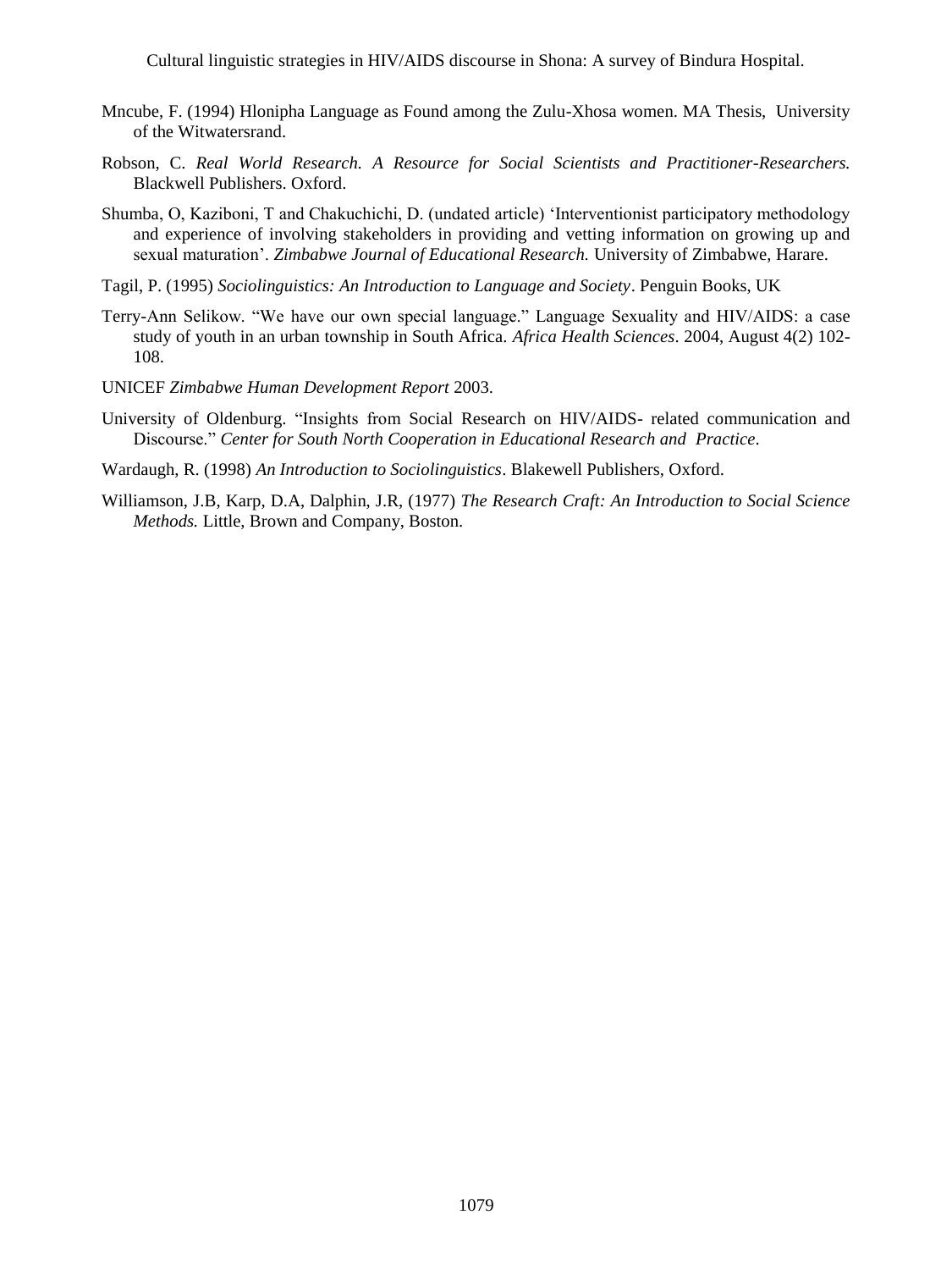Mncube, F. (1994) Hlonipha Language as Found among the Zulu-Xhosa women. MA Thesis, University of the Witwatersrand.

Robson, C. *Real World Research. A Resource for Social Scientists and Practitioner-Researchers.* Blackwell Publishers. Oxford.

Shumba, O, Kaziboni, T and Chakuchichi, D. (undated article) 'Interventionist participatory methodology and experience of involving stakeholders in providing and vetting information on growing up and sexual maturation'. *Zimbabwe Journal of Educational Research.* University of Zimbabwe, Harare.

Tagil, P. (1995) *Sociolinguistics: An Introduction to Language and Society*. Penguin Books, UK

Terry-Ann Selikow. "We have our own special language." Language Sexuality and HIV/AIDS: a case study of youth in an urban township in South Africa. *Africa Health Sciences*. 2004, August 4(2) 102-108.

UNICEF *Zimbabwe Human Development Report* 2003.

University of Oldenburg. "Insights from Social Research on HIV/AIDS- related communication and Discourse." *Center for South North Cooperation in Educational Research and Practice*.

Wardaugh, R. (1998) *An Introduction to Sociolinguistics*. Blakewell Publishers, Oxford.

Williamson, J.B, Karp, D.A, Dalphin, J.R, (1977) *The Research Craft: An Introduction to Social Science Methods.* Little, Brown and Company, Boston.